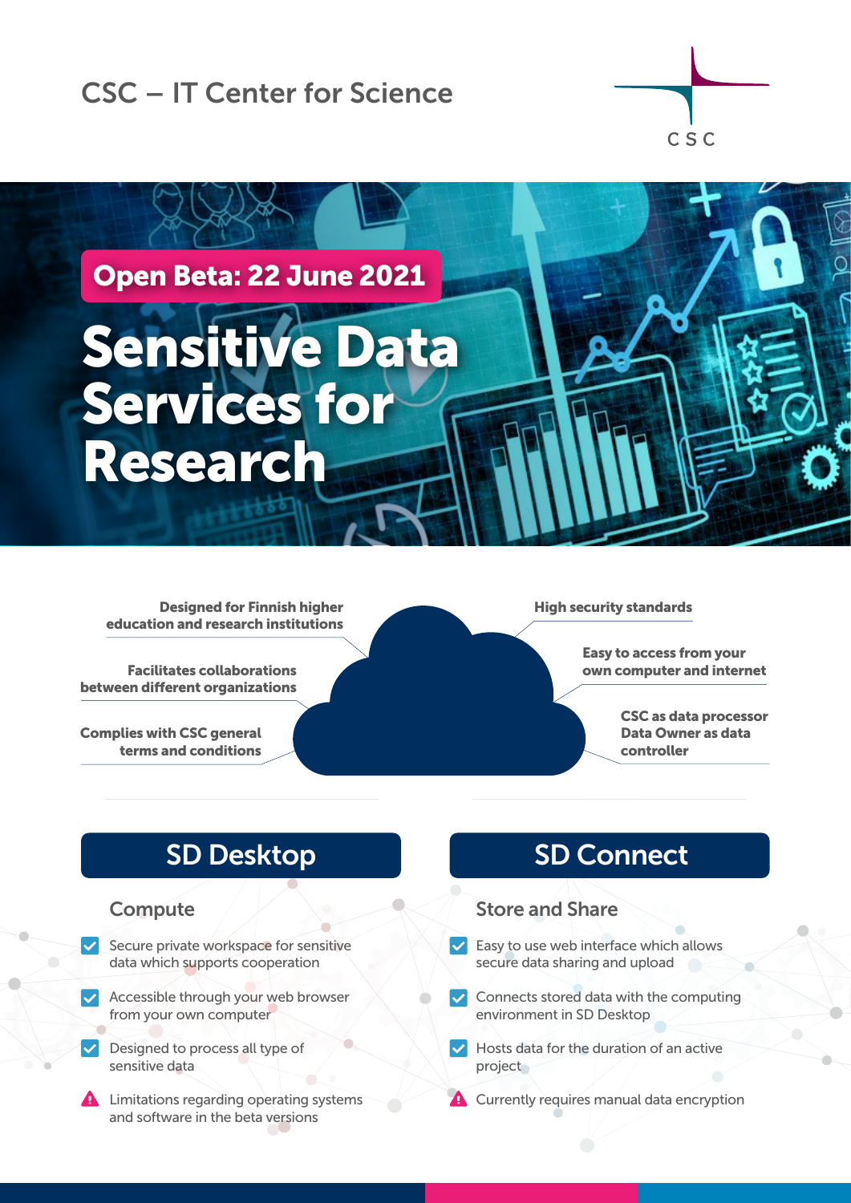CSC – IT Center for Science

CSC

**Open Beta: 22 June 2021**

# Sensitive Data Services for Research

- **Designed for Finnish higher education and research institutions**
- **Facilitates collaborations between different organizations**
- **Complies with CSC general terms and conditions**
- **High security standards**
- **Easy to access from your own computer and internet**
- **CSC as data processor Data Owner as data controller**

## SD Desktop

### Compute

- ✅ Secure private workspace for sensitive data which supports cooperation
- ✅ Accessible through your web browser from your own computer
- ✅ Designed to process all type of sensitive data
- ⚠️ Limitations regarding operating systems and software in the beta versions

## SD Connect

### Store and Share

- ✅ Easy to use web interface which allows secure data sharing and upload
- ✅ Connects stored data with the computing environment in SD Desktop
- ✅ Hosts data for the duration of an active project
- ⚠️ Currently requires manual data encryption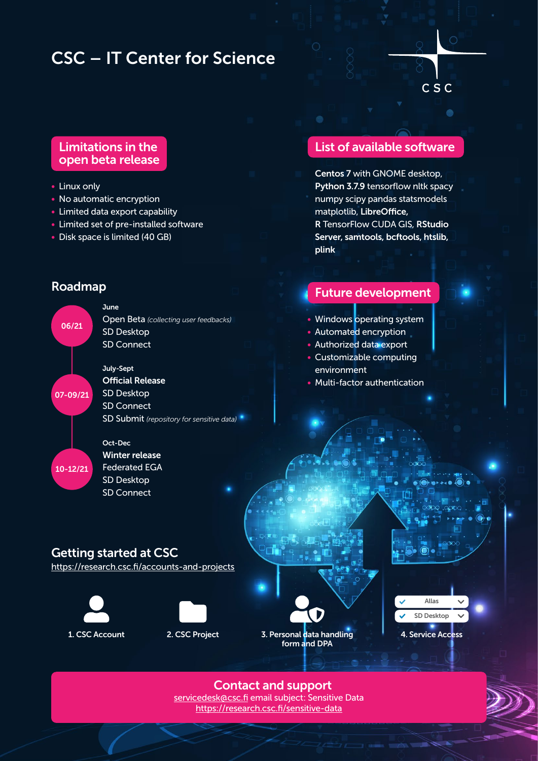# CSC – IT Center for Science

## Limitations in the open beta release

- Linux only
- No automatic encryption
- Limited data export capability
- Limited set of pre-installed software
- Disk space is limited (40 GB)

## List of available software

**Centos 7** with GNOME desktop, **Python 3.7.9** tensorflow nltk spacy numpy scipy pandas statsmodels matplotlib, **LibreOffice**, **R** TensorFlow CUDA GIS, **RStudio Server, samtools, bcftools, htslib, plink**

## Roadmap

**06/21**

June
Open Beta *(collecting user feedbacks)*
SD Desktop
SD Connect

**07-09/21**

July-Sept
**Official Release**
SD Desktop
SD Connect
SD Submit *(repository for sensitive data)*

**10-12/21**

Oct-Dec
**Winter release**
Federated EGA
SD Desktop
SD Connect

## Future development

- Windows operating system
- Automated encryption
- Authorized data export
- Customizable computing environment
- Multi-factor authentication

## Getting started at CSC

https://research.csc.fi/accounts-and-projects

1. CSC Account
2. CSC Project
3. Personal data handling form and DPA
4. Service Access

Allas
SD Desktop

## Contact and support

servicedesk@csc.fi email subject: Sensitive Data
https://research.csc.fi/sensitive-data